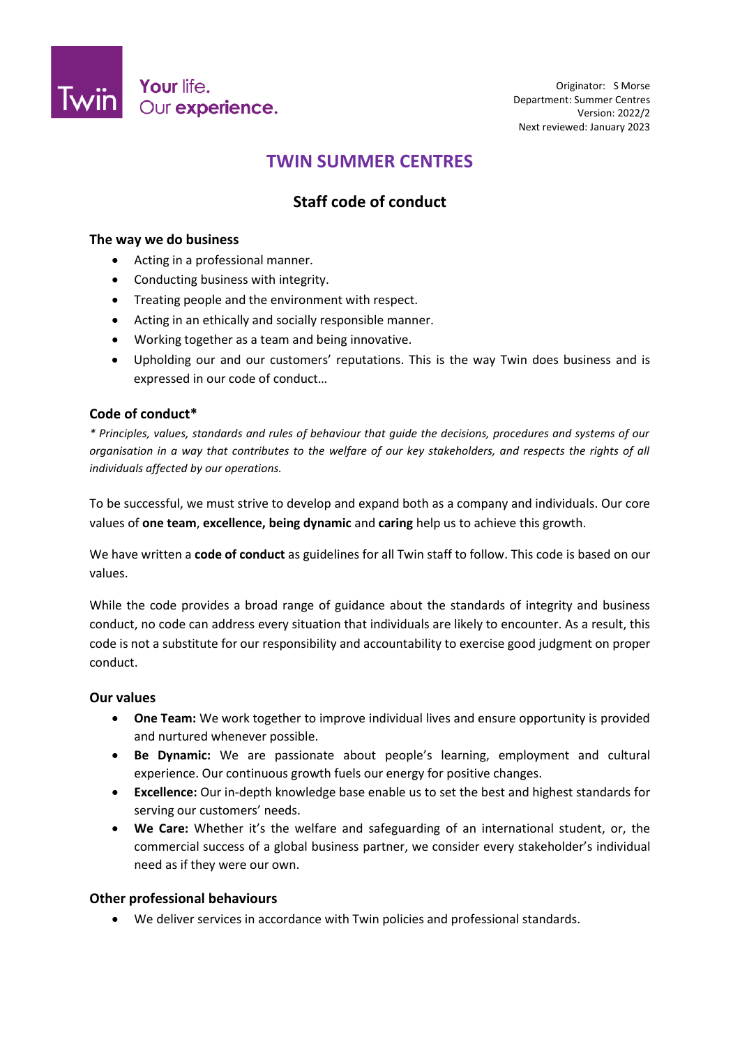Your life.
Our **experience.**

Originator: S Morse
Department: Summer Centres
Version: 2022/2
Next reviewed: January 2023

# TWIN SUMMER CENTRES

## Staff code of conduct

### The way we do business

- Acting in a professional manner.
- Conducting business with integrity.
- Treating people and the environment with respect.
- Acting in an ethically and socially responsible manner.
- Working together as a team and being innovative.
- Upholding our and our customers' reputations. This is the way Twin does business and is expressed in our code of conduct…

### Code of conduct*

*\* Principles, values, standards and rules of behaviour that guide the decisions, procedures and systems of our organisation in a way that contributes to the welfare of our key stakeholders, and respects the rights of all individuals affected by our operations.*

To be successful, we must strive to develop and expand both as a company and individuals. Our core values of **one team**, **excellence, being dynamic** and **caring** help us to achieve this growth.

We have written a **code of conduct** as guidelines for all Twin staff to follow. This code is based on our values.

While the code provides a broad range of guidance about the standards of integrity and business conduct, no code can address every situation that individuals are likely to encounter. As a result, this code is not a substitute for our responsibility and accountability to exercise good judgment on proper conduct.

### Our values

- **One Team:** We work together to improve individual lives and ensure opportunity is provided and nurtured whenever possible.
- **Be Dynamic:** We are passionate about people's learning, employment and cultural experience. Our continuous growth fuels our energy for positive changes.
- **Excellence:** Our in-depth knowledge base enable us to set the best and highest standards for serving our customers' needs.
- **We Care:** Whether it's the welfare and safeguarding of an international student, or, the commercial success of a global business partner, we consider every stakeholder's individual need as if they were our own.

### Other professional behaviours

- We deliver services in accordance with Twin policies and professional standards.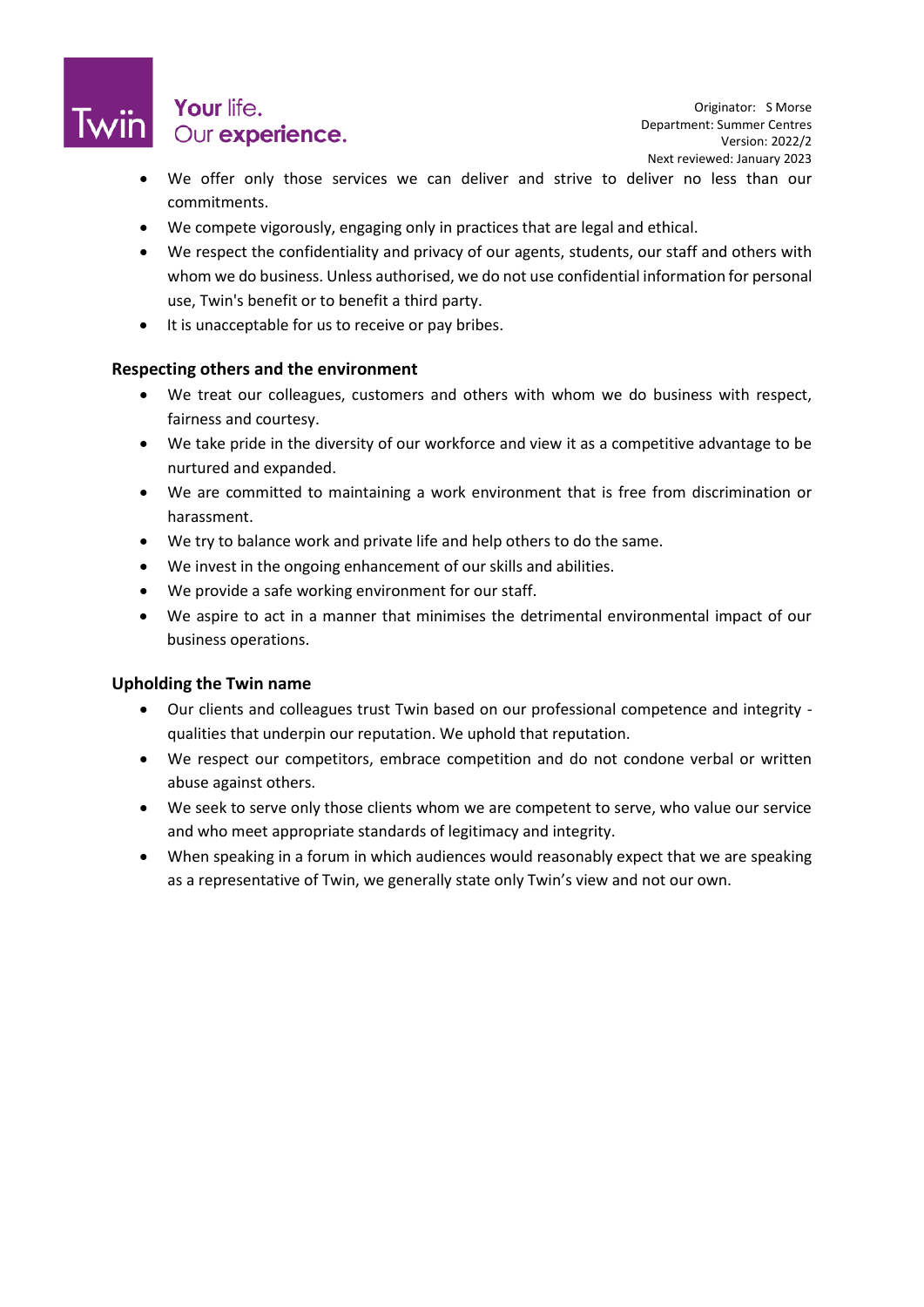- We offer only those services we can deliver and strive to deliver no less than our commitments.
- We compete vigorously, engaging only in practices that are legal and ethical.
- We respect the confidentiality and privacy of our agents, students, our staff and others with whom we do business. Unless authorised, we do not use confidential information for personal use, Twin's benefit or to benefit a third party.
- It is unacceptable for us to receive or pay bribes.

### Respecting others and the environment

- We treat our colleagues, customers and others with whom we do business with respect, fairness and courtesy.
- We take pride in the diversity of our workforce and view it as a competitive advantage to be nurtured and expanded.
- We are committed to maintaining a work environment that is free from discrimination or harassment.
- We try to balance work and private life and help others to do the same.
- We invest in the ongoing enhancement of our skills and abilities.
- We provide a safe working environment for our staff.
- We aspire to act in a manner that minimises the detrimental environmental impact of our business operations.

### Upholding the Twin name

- Our clients and colleagues trust Twin based on our professional competence and integrity - qualities that underpin our reputation. We uphold that reputation.
- We respect our competitors, embrace competition and do not condone verbal or written abuse against others.
- We seek to serve only those clients whom we are competent to serve, who value our service and who meet appropriate standards of legitimacy and integrity.
- When speaking in a forum in which audiences would reasonably expect that we are speaking as a representative of Twin, we generally state only Twin's view and not our own.